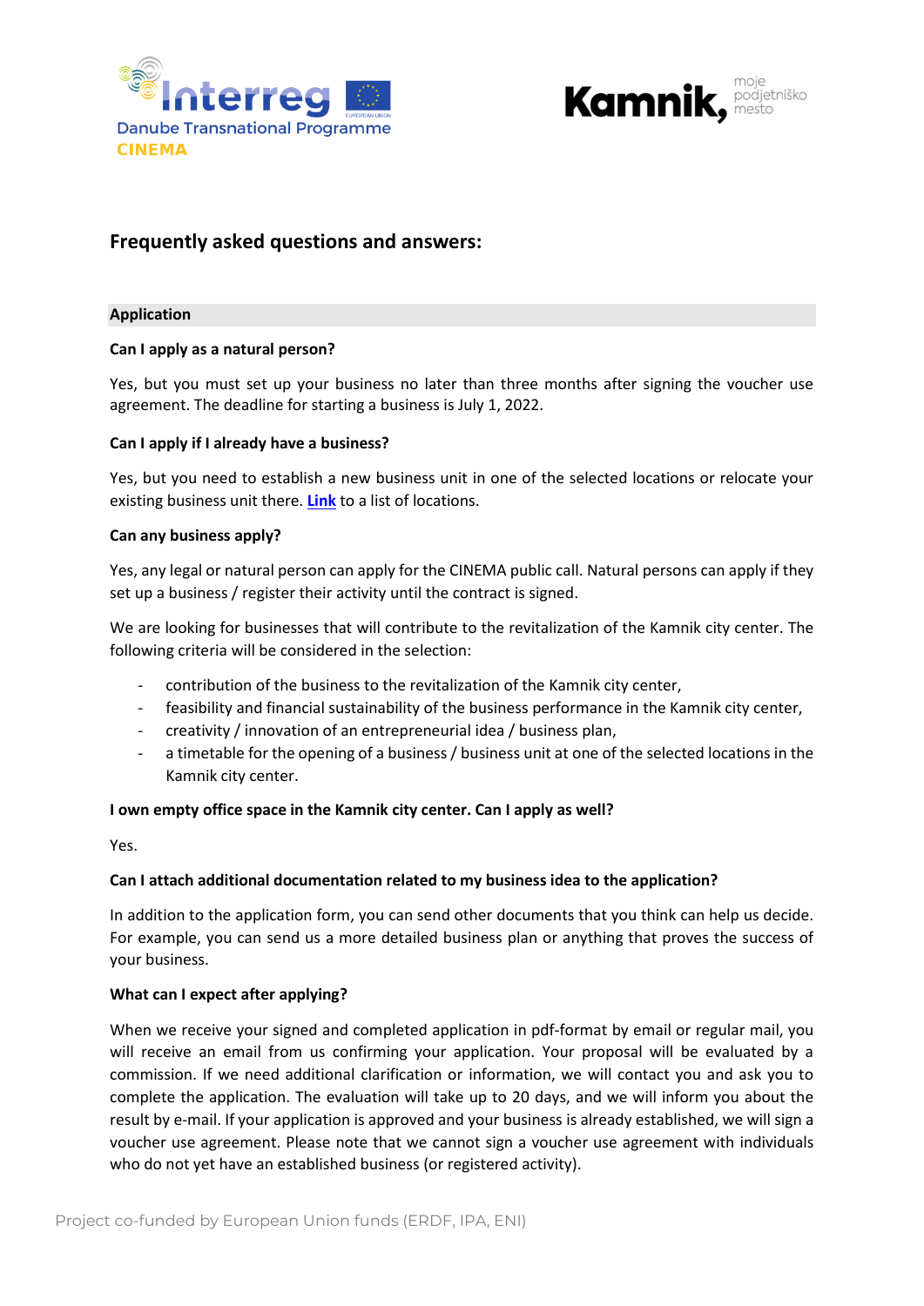## Frequently asked questions and answers:

### Application

**Can I apply as a natural person?**

Yes, but you must set up your business no later than three months after signing the voucher use agreement. The deadline for starting a business is July 1, 2022.

**Can I apply if I already have a business?**

Yes, but you need to establish a new business unit in one of the selected locations or relocate your existing business unit there. **Link** to a list of locations.

**Can any business apply?**

Yes, any legal or natural person can apply for the CINEMA public call. Natural persons can apply if they set up a business / register their activity until the contract is signed.

We are looking for businesses that will contribute to the revitalization of the Kamnik city center. The following criteria will be considered in the selection:

- contribution of the business to the revitalization of the Kamnik city center,
- feasibility and financial sustainability of the business performance in the Kamnik city center,
- creativity / innovation of an entrepreneurial idea / business plan,
- a timetable for the opening of a business / business unit at one of the selected locations in the Kamnik city center.

**I own empty office space in the Kamnik city center. Can I apply as well?**

Yes.

**Can I attach additional documentation related to my business idea to the application?**

In addition to the application form, you can send other documents that you think can help us decide. For example, you can send us a more detailed business plan or anything that proves the success of your business.

**What can I expect after applying?**

When we receive your signed and completed application in pdf-format by email or regular mail, you will receive an email from us confirming your application. Your proposal will be evaluated by a commission. If we need additional clarification or information, we will contact you and ask you to complete the application. The evaluation will take up to 20 days, and we will inform you about the result by e-mail. If your application is approved and your business is already established, we will sign a voucher use agreement. Please note that we cannot sign a voucher use agreement with individuals who do not yet have an established business (or registered activity).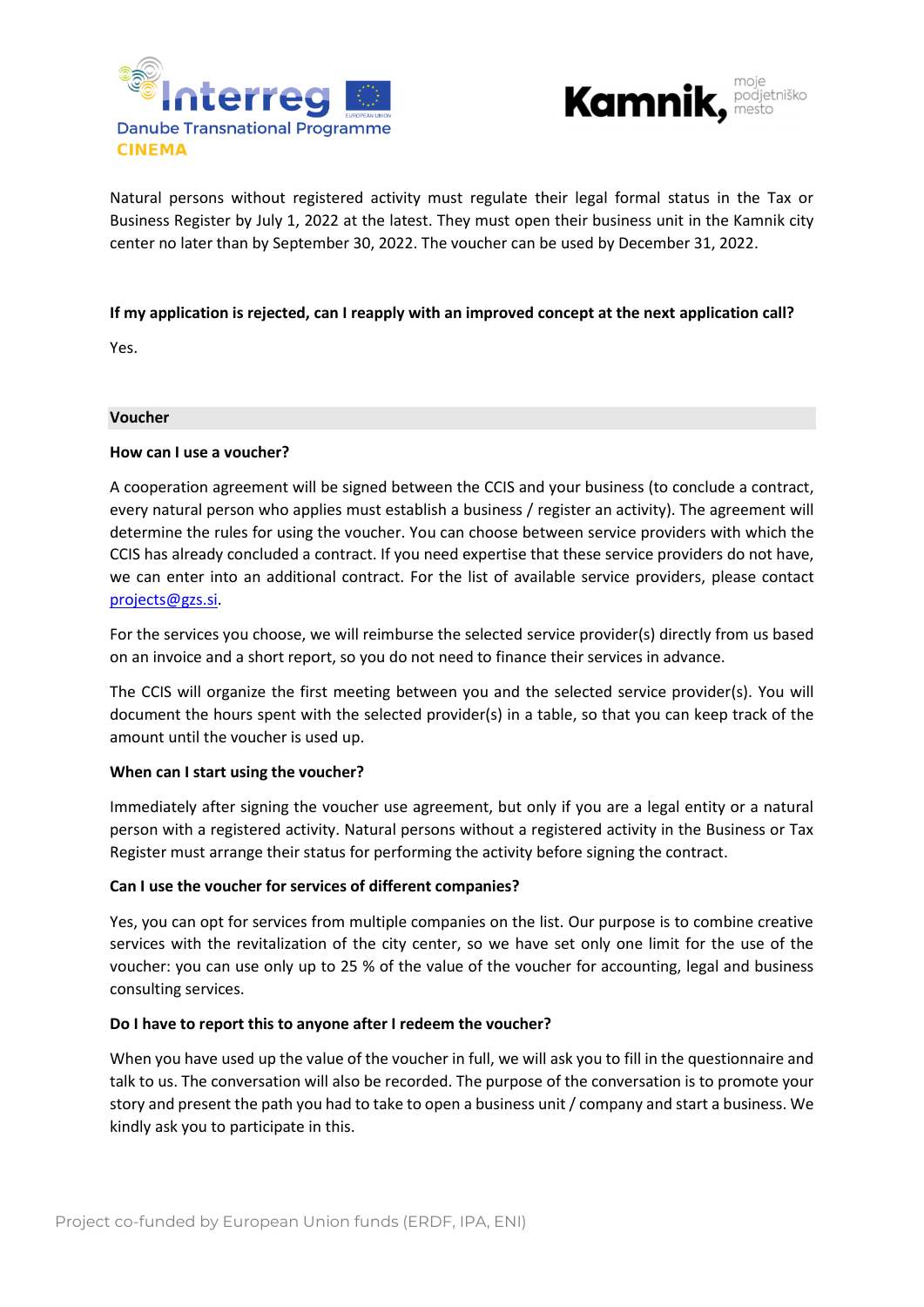Natural persons without registered activity must regulate their legal formal status in the Tax or Business Register by July 1, 2022 at the latest. They must open their business unit in the Kamnik city center no later than by September 30, 2022. The voucher can be used by December 31, 2022.

**If my application is rejected, can I reapply with an improved concept at the next application call?**

Yes.

## Voucher

**How can I use a voucher?**

A cooperation agreement will be signed between the CCIS and your business (to conclude a contract, every natural person who applies must establish a business / register an activity). The agreement will determine the rules for using the voucher. You can choose between service providers with which the CCIS has already concluded a contract. If you need expertise that these service providers do not have, we can enter into an additional contract. For the list of available service providers, please contact projects@gzs.si.

For the services you choose, we will reimburse the selected service provider(s) directly from us based on an invoice and a short report, so you do not need to finance their services in advance.

The CCIS will organize the first meeting between you and the selected service provider(s). You will document the hours spent with the selected provider(s) in a table, so that you can keep track of the amount until the voucher is used up.

**When can I start using the voucher?**

Immediately after signing the voucher use agreement, but only if you are a legal entity or a natural person with a registered activity. Natural persons without a registered activity in the Business or Tax Register must arrange their status for performing the activity before signing the contract.

**Can I use the voucher for services of different companies?**

Yes, you can opt for services from multiple companies on the list. Our purpose is to combine creative services with the revitalization of the city center, so we have set only one limit for the use of the voucher: you can use only up to 25 % of the value of the voucher for accounting, legal and business consulting services.

**Do I have to report this to anyone after I redeem the voucher?**

When you have used up the value of the voucher in full, we will ask you to fill in the questionnaire and talk to us. The conversation will also be recorded. The purpose of the conversation is to promote your story and present the path you had to take to open a business unit / company and start a business. We kindly ask you to participate in this.